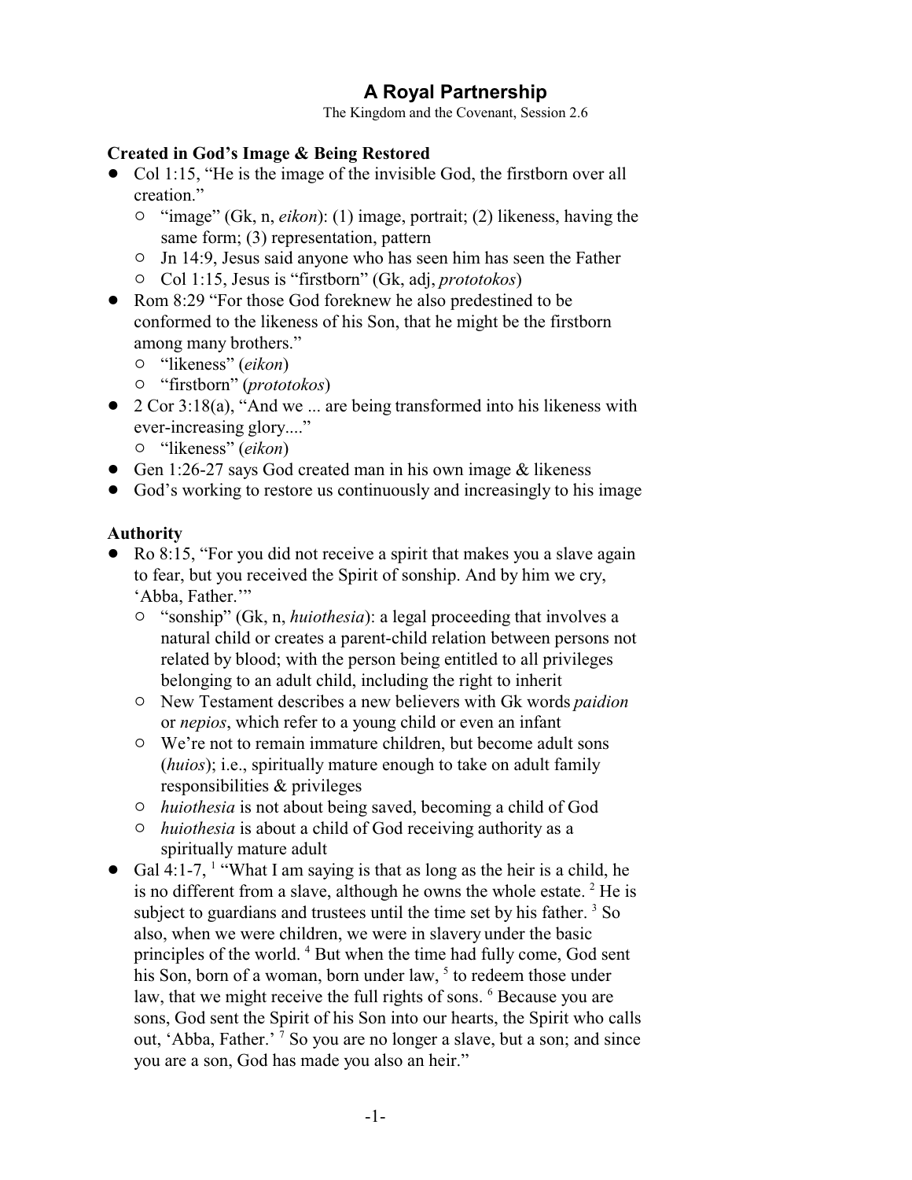# A Royal Partnership

The Kingdom and the Covenant, Session 2.6

## Created in God's Image & Being Restored

- Col 1:15, "He is the image of the invisible God, the firstborn over all creation."
  - "image" (Gk, n, *eikon*): (1) image, portrait; (2) likeness, having the same form; (3) representation, pattern
  - Jn 14:9, Jesus said anyone who has seen him has seen the Father
  - Col 1:15, Jesus is "firstborn" (Gk, adj, *prototokos*)
- Rom 8:29 "For those God foreknew he also predestined to be conformed to the likeness of his Son, that he might be the firstborn among many brothers."
  - "likeness" (*eikon*)
  - "firstborn" (*prototokos*)
- 2 Cor 3:18(a), "And we ... are being transformed into his likeness with ever-increasing glory...."
  - "likeness" (*eikon*)
- Gen 1:26-27 says God created man in his own image & likeness
- God's working to restore us continuously and increasingly to his image

## Authority

- Ro 8:15, "For you did not receive a spirit that makes you a slave again to fear, but you received the Spirit of sonship. And by him we cry, 'Abba, Father.'"
  - "sonship" (Gk, n, *huiothesia*): a legal proceeding that involves a natural child or creates a parent-child relation between persons not related by blood; with the person being entitled to all privileges belonging to an adult child, including the right to inherit
  - New Testament describes a new believers with Gk words *paidion* or *nepios*, which refer to a young child or even an infant
  - We're not to remain immature children, but become adult sons (*huios*); i.e., spiritually mature enough to take on adult family responsibilities & privileges
  - *huiothesia* is not about being saved, becoming a child of God
  - *huiothesia* is about a child of God receiving authority as a spiritually mature adult
- Gal 4:1-7, [1] "What I am saying is that as long as the heir is a child, he is no different from a slave, although he owns the whole estate. [2] He is subject to guardians and trustees until the time set by his father. [3] So also, when we were children, we were in slavery under the basic principles of the world. [4] But when the time had fully come, God sent his Son, born of a woman, born under law, [5] to redeem those under law, that we might receive the full rights of sons. [6] Because you are sons, God sent the Spirit of his Son into our hearts, the Spirit who calls out, 'Abba, Father.' [7] So you are no longer a slave, but a son; and since you are a son, God has made you also an heir."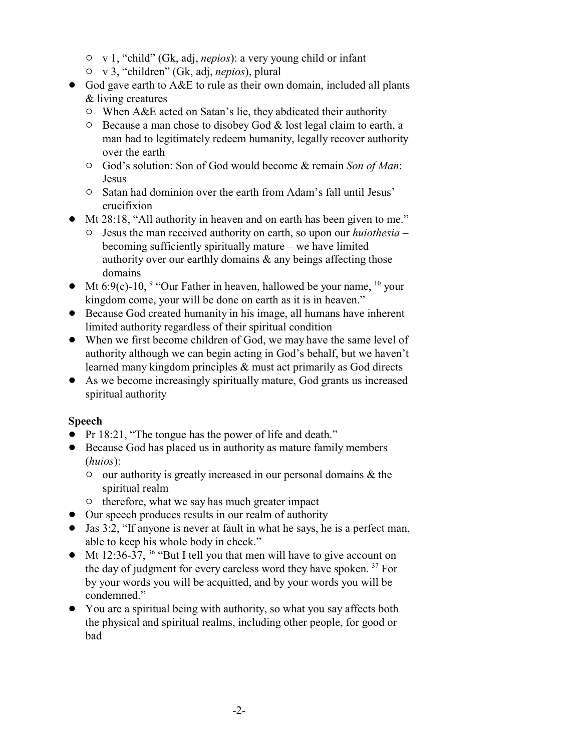- v 1, "child" (Gk, adj, *nepios*): a very young child or infant
    - v 3, "children" (Gk, adj, *nepios*), plural
- God gave earth to A&E to rule as their own domain, included all plants & living creatures
    - When A&E acted on Satan's lie, they abdicated their authority
    - Because a man chose to disobey God & lost legal claim to earth, a man had to legitimately redeem humanity, legally recover authority over the earth
    - God's solution: Son of God would become & remain *Son of Man*: Jesus
    - Satan had dominion over the earth from Adam's fall until Jesus' crucifixion
- Mt 28:18, "All authority in heaven and on earth has been given to me."
    - Jesus the man received authority on earth, so upon our *huiothesia* – becoming sufficiently spiritually mature – we have limited authority over our earthly domains & any beings affecting those domains
- Mt 6:9(c)-10, [9] "Our Father in heaven, hallowed be your name, [10] your kingdom come, your will be done on earth as it is in heaven."
- Because God created humanity in his image, all humans have inherent limited authority regardless of their spiritual condition
- When we first become children of God, we may have the same level of authority although we can begin acting in God's behalf, but we haven't learned many kingdom principles & must act primarily as God directs
- As we become increasingly spiritually mature, God grants us increased spiritual authority

**Speech**

- Pr 18:21, "The tongue has the power of life and death."
- Because God has placed us in authority as mature family members (*huios*):
    - our authority is greatly increased in our personal domains & the spiritual realm
    - therefore, what we say has much greater impact
- Our speech produces results in our realm of authority
- Jas 3:2, "If anyone is never at fault in what he says, he is a perfect man, able to keep his whole body in check."
- Mt 12:36-37, [36] "But I tell you that men will have to give account on the day of judgment for every careless word they have spoken. [37] For by your words you will be acquitted, and by your words you will be condemned."
- You are a spiritual being with authority, so what you say affects both the physical and spiritual realms, including other people, for good or bad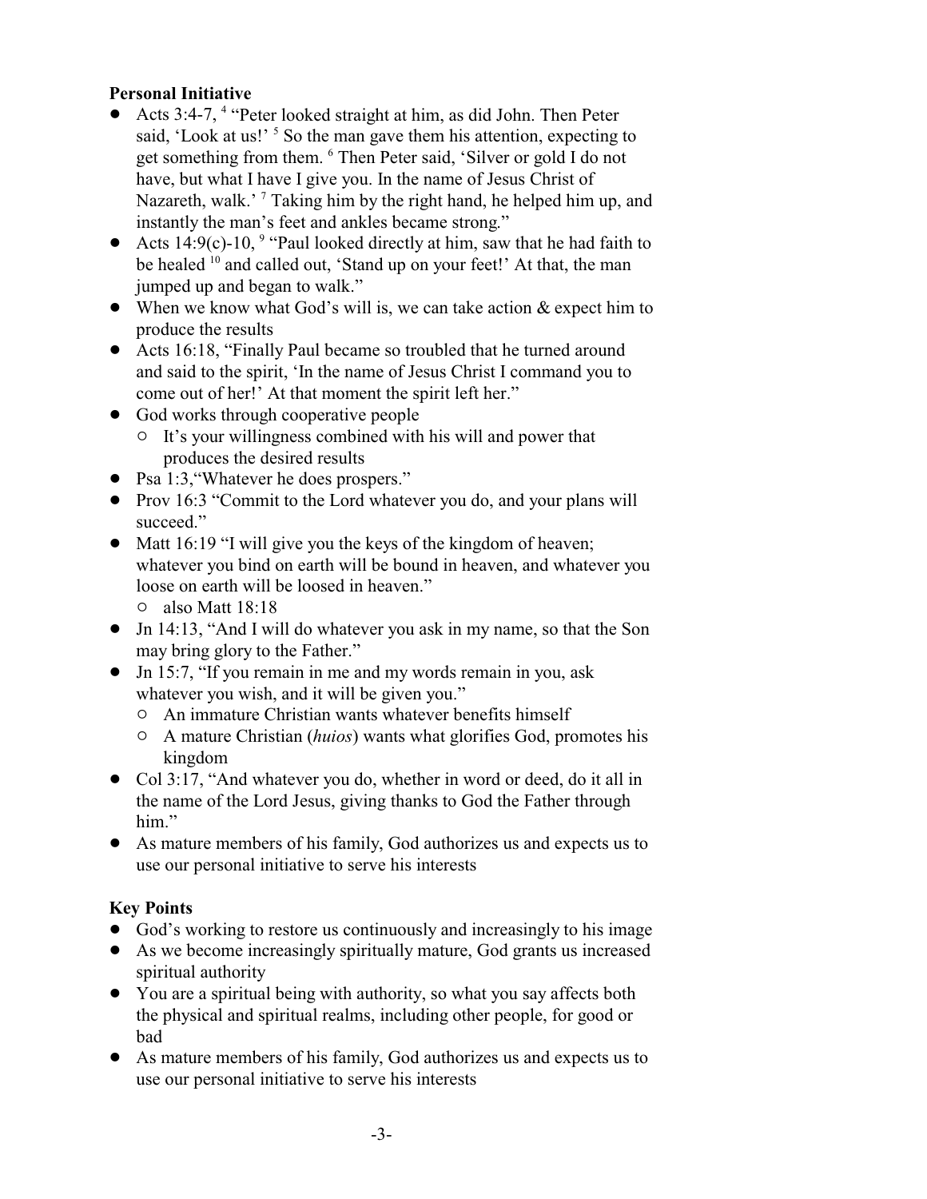**Personal Initiative**

- Acts 3:4-7, [4] "Peter looked straight at him, as did John. Then Peter said, 'Look at us!' [5] So the man gave them his attention, expecting to get something from them. [6] Then Peter said, 'Silver or gold I do not have, but what I have I give you. In the name of Jesus Christ of Nazareth, walk.' [7] Taking him by the right hand, he helped him up, and instantly the man's feet and ankles became strong."
- Acts 14:9(c)-10, [9] "Paul looked directly at him, saw that he had faith to be healed [10] and called out, 'Stand up on your feet!' At that, the man jumped up and began to walk."
- When we know what God's will is, we can take action & expect him to produce the results
- Acts 16:18, "Finally Paul became so troubled that he turned around and said to the spirit, 'In the name of Jesus Christ I command you to come out of her!' At that moment the spirit left her."
- God works through cooperative people
  - It's your willingness combined with his will and power that produces the desired results
- Psa 1:3,"Whatever he does prospers."
- Prov 16:3 "Commit to the Lord whatever you do, and your plans will succeed."
- Matt 16:19 "I will give you the keys of the kingdom of heaven; whatever you bind on earth will be bound in heaven, and whatever you loose on earth will be loosed in heaven."
  - also Matt 18:18
- Jn 14:13, "And I will do whatever you ask in my name, so that the Son may bring glory to the Father."
- Jn 15:7, "If you remain in me and my words remain in you, ask whatever you wish, and it will be given you."
  - An immature Christian wants whatever benefits himself
  - A mature Christian (*huios*) wants what glorifies God, promotes his kingdom
- Col 3:17, "And whatever you do, whether in word or deed, do it all in the name of the Lord Jesus, giving thanks to God the Father through him."
- As mature members of his family, God authorizes us and expects us to use our personal initiative to serve his interests

**Key Points**

- God's working to restore us continuously and increasingly to his image
- As we become increasingly spiritually mature, God grants us increased spiritual authority
- You are a spiritual being with authority, so what you say affects both the physical and spiritual realms, including other people, for good or bad
- As mature members of his family, God authorizes us and expects us to use our personal initiative to serve his interests